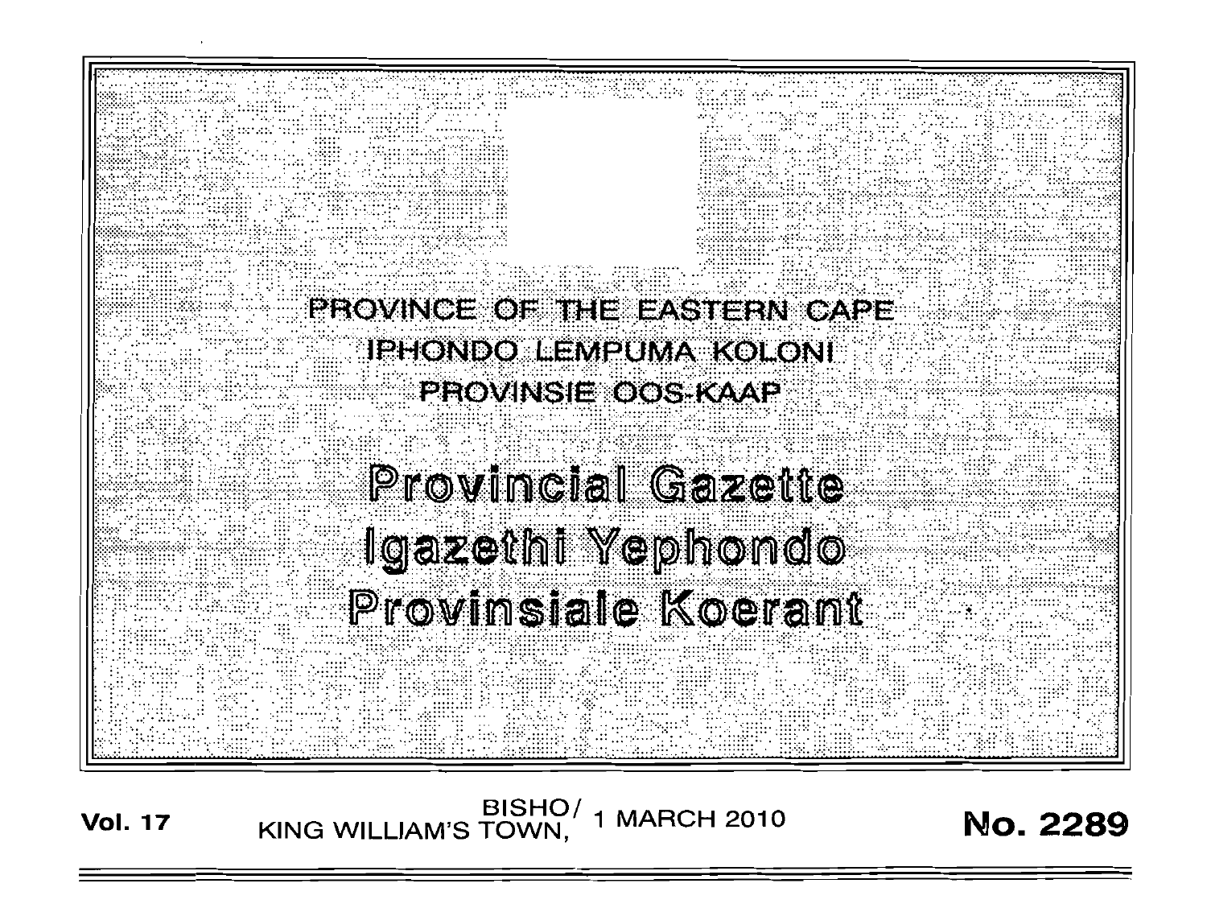# PROVINCE OF THE EASTERN CAPE
# IPHONDO LEMPUMA KOLONI
# PROVINSIE OOS-KAAP

# Provincial Gazette
# Igazethi Yephondo
# Provinsiale Koerant

**Vol. 17** BISHO/ KING WILLIAM'S TOWN, 1 MARCH 2010 **No. 2289**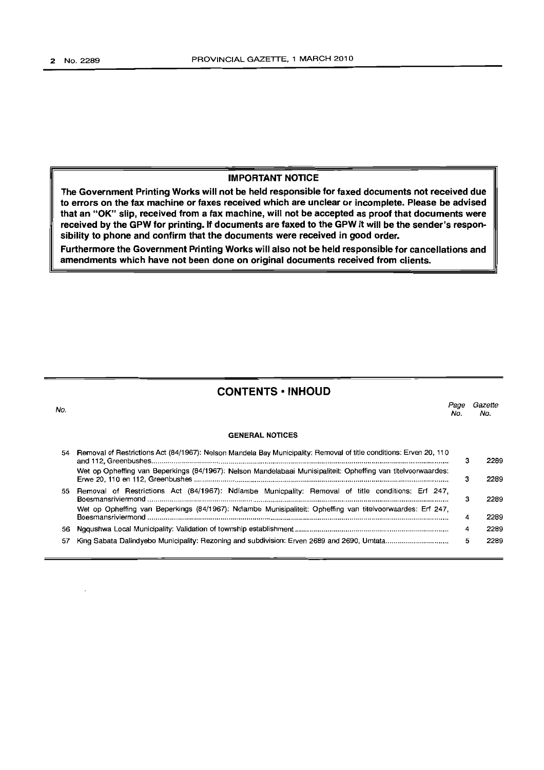**IMPORTANT NOTICE**

**The Government Printing Works will not be held responsible for faxed documents not received due to errors on the fax machine or faxes received which are unclear or incomplete. Please be advised that an "OK" slip, received from a fax machine, will not be accepted as proof that documents were received by the GPW for printing. If documents are faxed to the GPW it will be the sender's responsibility to phone and confirm that the documents were received in good order.**

**Furthermore the Government Printing Works will also not be held responsible for cancellations and amendments which have not been done on original documents received from clients.**

## CONTENTS • INHOUD

| No. | | Page No. | Gazette No. |
|---|---|---|---|
| | **GENERAL NOTICES** | | |
| 54 | Removal of Restrictions Act (84/1967): Nelson Mandela Bay Municipality: Removal of title conditions: Erven 20, 110 and 112, Greenbushes | 3 | 2289 |
| | Wet op Opheffing van Beperkings (84/1967): Nelson Mandelabaai Munisipaliteit: Opheffing van titelvoorwaardes: Erwe 20, 110 en 112, Greenbushes | 3 | 2289 |
| 55 | Removal of Restrictions Act (84/1967): Ndlambe Municpality: Removal of title conditions: Erf 247, Boesmansriviermond | 3 | 2289 |
| | Wet op Opheffing van Beperkings (84/1967): Ndlambe Munisipaliteit: Opheffing van titelvoorwaardes: Erf 247, Boesmansriviermond | 4 | 2289 |
| 56 | Ngqushwa Local Municipality: Validation of township establishment | 4 | 2289 |
| 57 | King Sabata Dalindyebo Municipality: Rezoning and subdivision: Erven 2689 and 2690, Umtata | 5 | 2289 |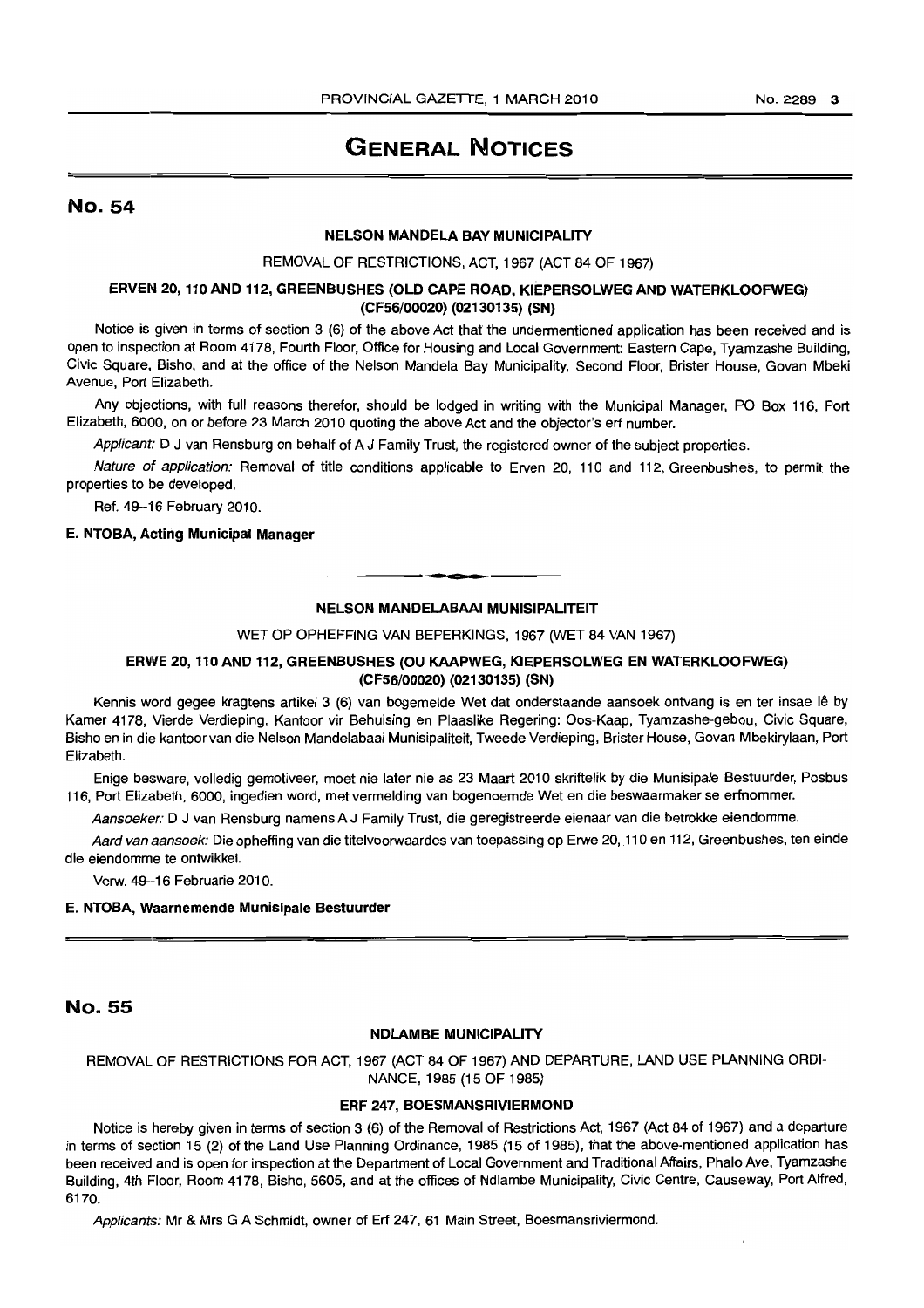# GENERAL NOTICES

## No. 54

**NELSON MANDELA BAY MUNICIPALITY**

REMOVAL OF RESTRICTIONS, ACT, 1967 (ACT 84 OF 1967)

**ERVEN 20, 110 AND 112, GREENBUSHES (OLD CAPE ROAD, KIEPERSOLWEG AND WATERKLOOFWEG) (CF56/00020) (02130135) (SN)**

Notice is given in terms of section 3 (6) of the above Act that the undermentioned application has been received and is open to inspection at Room 4178, Fourth Floor, Office for Housing and Local Government: Eastern Cape, Tyamzashe Building, Civic Square, Bisho, and at the office of the Nelson Mandela Bay Municipality, Second Floor, Brister House, Govan Mbeki Avenue, Port Elizabeth.

Any objections, with full reasons therefor, should be lodged in writing with the Municipal Manager, PO Box 116, Port Elizabeth, 6000, on or before 23 March 2010 quoting the above Act and the objector's erf number.

*Applicant:* D J van Rensburg on behalf of A J Family Trust, the registered owner of the subject properties.

*Nature of application:* Removal of title conditions applicable to Erven 20, 110 and 112, Greenbushes, to permit the properties to be developed.

Ref. 49–16 February 2010.

**E. NTOBA, Acting Municipal Manager**

---

**NELSON MANDELABAAI MUNISIPALITEIT**

WET OP OPHEFFING VAN BEPERKINGS, 1967 (WET 84 VAN 1967)

**ERWE 20, 110 AND 112, GREENBUSHES (OU KAAPWEG, KIEPERSOLWEG EN WATERKLOOFWEG) (CF56/00020) (02130135) (SN)**

Kennis word gegee kragtens artikel 3 (6) van bogemelde Wet dat onderstaande aansoek ontvang is en ter insae lê by Kamer 4178, Vierde Verdieping, Kantoor vir Behuising en Plaaslike Regering: Oos-Kaap, Tyamzashe-gebou, Civic Square, Bisho en in die kantoor van die Nelson Mandelabaai Munisipaliteit, Tweede Verdieping, Brister House, Govan Mbekirylaan, Port Elizabeth.

Enige besware, volledig gemotiveer, moet nie later nie as 23 Maart 2010 skriftelik by die Munisipale Bestuurder, Posbus 116, Port Elizabeth, 6000, ingedien word, met vermelding van bogenoemde Wet en die beswaarmaker se erfnommer.

*Aansoeker:* D J van Rensburg namens A J Family Trust, die geregistreerde eienaar van die betrokke eiendomme.

*Aard van aansoek:* Die opheffing van die titelvoorwaardes van toepassing op Erwe 20, 110 en 112, Greenbushes, ten einde die eiendomme te ontwikkel.

Verw. 49–16 Februarie 2010.

**E. NTOBA, Waarnemende Munisipale Bestuurder**

---

## No. 55

**NDLAMBE MUNICIPALITY**

REMOVAL OF RESTRICTIONS FOR ACT, 1967 (ACT 84 OF 1967) AND DEPARTURE, LAND USE PLANNING ORDINANCE, 1985 (15 OF 1985)

**ERF 247, BOESMANSRIVIERMOND**

Notice is hereby given in terms of section 3 (6) of the Removal of Restrictions Act, 1967 (Act 84 of 1967) and a departure in terms of section 15 (2) of the Land Use Planning Ordinance, 1985 (15 of 1985), that the above-mentioned application has been received and is open for inspection at the Department of Local Government and Traditional Affairs, Phalo Ave, Tyamzashe Building, 4th Floor, Room 4178, Bisho, 5605, and at the offices of Ndlambe Municipality, Civic Centre, Causeway, Port Alfred, 6170.

*Applicants:* Mr & Mrs G A Schmidt, owner of Erf 247, 61 Main Street, Boesmansriviermond.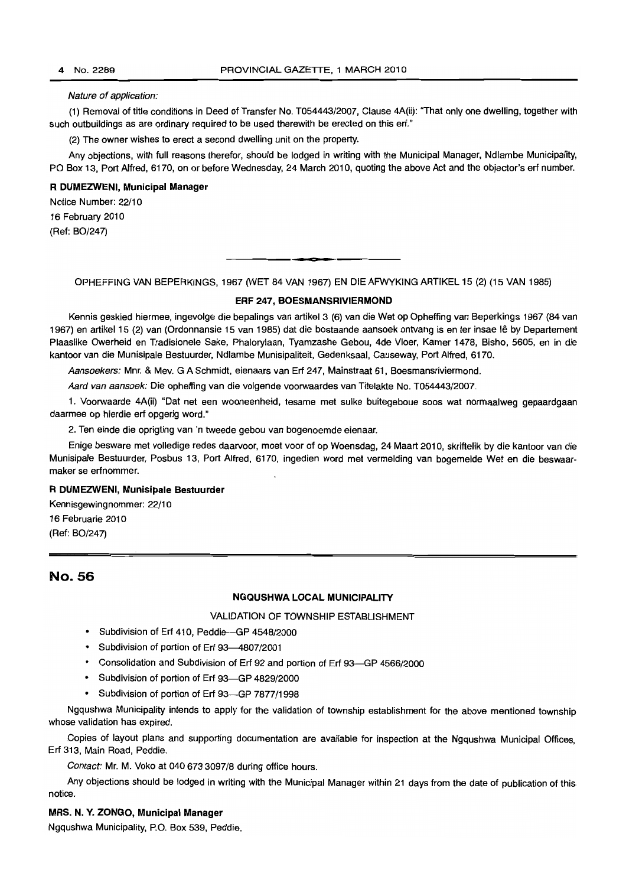*Nature of application:*

(1) Removal of title conditions in Deed of Transfer No. T054443/2007, Clause 4A(ii): "That only one dwelling, together with such outbuildings as are ordinary required to be used therewith be erected on this erf."

(2) The owner wishes to erect a second dwelling unit on the property.

Any objections, with full reasons therefor, should be lodged in writing with the Municipal Manager, Ndlambe Municipality, PO Box 13, Port Alfred, 6170, on or before Wednesday, 24 March 2010, quoting the above Act and the objector's erf number.

**R DUMEZWENI, Municipal Manager**

Notice Number: 22/10
16 February 2010
(Ref: BO/247)

---

OPHEFFING VAN BEPERKINGS, 1967 (WET 84 VAN 1967) EN DIE AFWYKING ARTIKEL 15 (2) (15 VAN 1985)

**ERF 247, BOESMANSRIVIERMOND**

Kennis geskied hiermee, ingevolge die bepalings van artikel 3 (6) van die Wet op Opheffing van Beperkings 1967 (84 van 1967) en artikel 15 (2) van (Ordonnansie 15 van 1985) dat die bostaande aansoek ontvang is en ter insae lê by Departement Plaaslike Owerheid en Tradisionele Sake, Phalorylaan, Tyamzashe Gebou, 4de Vloer, Kamer 1478, Bisho, 5605, en in die kantoor van die Munisipale Bestuurder, Ndlambe Munisipaliteit, Gedenksaal, Causeway, Port Alfred, 6170.

*Aansoekers:* Mnr. & Mev. G A Schmidt, eienaars van Erf 247, Mainstraat 61, Boesmansriviermond.

*Aard van aansoek:* Die opheffing van die volgende voorwaardes van Titelakte No. T054443/2007.

1. Voorwaarde 4A(ii) "Dat net een wooneenheid, tesame met sulke buitegeboue soos wat normaalweg gepaardgaan daarmee op hierdie erf opgerig word."

2. Ten einde die oprigting van 'n tweede gebou van bogenoemde eienaar.

Enige besware met volledige redes daarvoor, moet voor of op Woensdag, 24 Maart 2010, skriftelik by die kantoor van die Munisipale Bestuurder, Posbus 13, Port Alfred, 6170, ingedien word met vermelding van bogemelde Wet en die beswaarmaker se erfnommer.

**R DUMEZWENI, Munisipale Bestuurder**

Kennisgewingnommer: 22/10
16 Februarie 2010
(Ref: BO/247)

---

## No. 56

**NGQUSHWA LOCAL MUNICIPALITY**

VALIDATION OF TOWNSHIP ESTABLISHMENT

- Subdivision of Erf 410, Peddie—GP 4548/2000
- Subdivision of portion of Erf 93—4807/2001
- Consolidation and Subdivision of Erf 92 and portion of Erf 93—GP 4566/2000
- Subdivision of portion of Erf 93—GP 4829/2000
- Subdivision of portion of Erf 93—GP 7877/1998

Ngqushwa Municipality intends to apply for the validation of township establishment for the above mentioned township whose validation has expired.

Copies of layout plans and supporting documentation are available for inspection at the Ngqushwa Municipal Offices, Erf 313, Main Road, Peddie.

*Contact:* Mr. M. Voko at 040 673 3097/8 during office hours.

Any objections should be lodged in writing with the Municipal Manager within 21 days from the date of publication of this notice.

**MRS. N. Y. ZONGO, Municipal Manager**

Ngqushwa Municipality, P.O. Box 539, Peddie.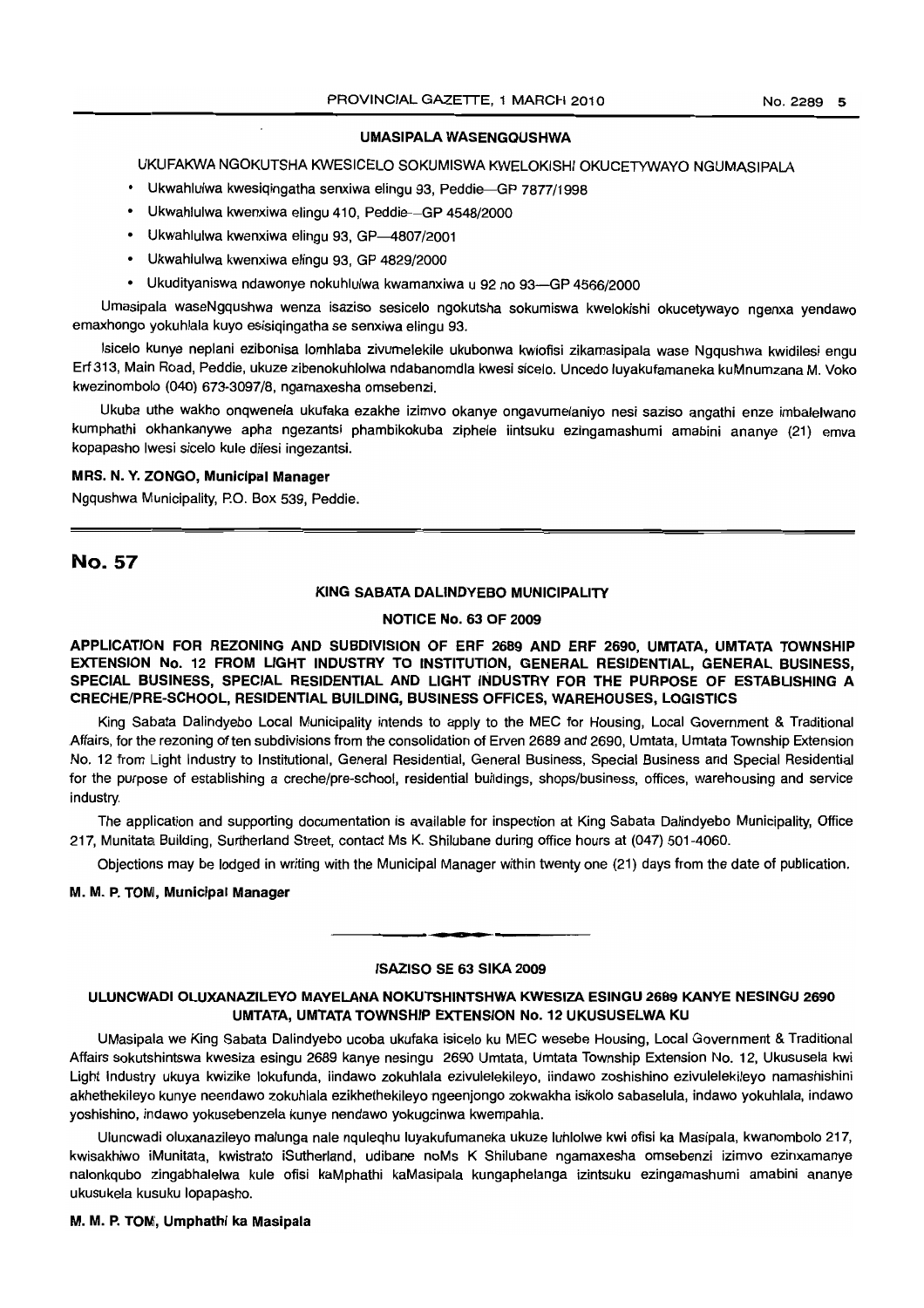## UMASIPALA WASENGQUSHWA

UKUFAKWA NGOKUTSHA KWESICELO SOKUMISWA KWELOKISHI OKUCETYWAYO NGUMASIPALA

- Ukwahlulwa kwesiqingatha senxiwa elingu 93, Peddie—GP 7877/1998
- Ukwahlulwa kwenxiwa elingu 410, Peddie—GP 4548/2000
- Ukwahlulwa kwenxiwa elingu 93, GP—4807/2001
- Ukwahlulwa kwenxiwa elingu 93, GP 4829/2000
- Ukudityaniswa ndawonye nokuhlulwa kwamanxiwa u 92 no 93—GP 4566/2000

Umasipala waseNgqushwa wenza isaziso sesicelo ngokutsha sokumiswa kwelokishi okucetywayo ngenxa yendawo emaxhongo yokuhlala kuyo esisiqingatha se senxiwa elingu 93.

Isicelo kunye neplani ezibonisa lomhlaba zivumelekile ukubonwa kwiofisi zikamasipala wase Ngqushwa kwidilesi engu Erf 313, Main Road, Peddie, ukuze zibenokuhlolwa ndabanomdla kwesi sicelo. Uncedo luyakufumaneka kuMnumzana M. Voko kwezinombolo (040) 673-3097/8, ngamaxesha omsebenzi.

Ukuba uthe wakho onqwenela ukufaka ezakhe izimvo okanye ongavumelaniyo nesi saziso angathi enze imbalelwano kumphathi okhankanywe apha ngezantsi phambikokuba ziphele iintsuku ezingamashumi amabini ananye (21) emva kopapasho lwesi sicelo kule dilesi ingezantsi.

**MRS. N. Y. ZONGO, Municipal Manager**

Ngqushwa Municipality, P.O. Box 539, Peddie.

---

# No. 57

## KING SABATA DALINDYEBO MUNICIPALITY

### NOTICE No. 63 OF 2009

**APPLICATION FOR REZONING AND SUBDIVISION OF ERF 2689 AND ERF 2690, UMTATA, UMTATA TOWNSHIP EXTENSION No. 12 FROM LIGHT INDUSTRY TO INSTITUTION, GENERAL RESIDENTIAL, GENERAL BUSINESS, SPECIAL BUSINESS, SPECIAL RESIDENTIAL AND LIGHT INDUSTRY FOR THE PURPOSE OF ESTABLISHING A CRECHE/PRE-SCHOOL, RESIDENTIAL BUILDING, BUSINESS OFFICES, WAREHOUSES, LOGISTICS**

King Sabata Dalindyebo Local Municipality intends to apply to the MEC for Housing, Local Government & Traditional Affairs, for the rezoning of ten subdivisions from the consolidation of Erven 2689 and 2690, Umtata, Umtata Township Extension No. 12 from Light Industry to Institutional, General Residential, General Business, Special Business and Special Residential for the purpose of establishing a creche/pre-school, residential buildings, shops/business, offices, warehousing and service industry.

The application and supporting documentation is available for inspection at King Sabata Dalindyebo Municipality, Office 217, Munitata Building, Surtherland Street, contact Ms K. Shilubane during office hours at (047) 501-4060.

Objections may be lodged in writing with the Municipal Manager within twenty one (21) days from the date of publication.

**M. M. P. TOM, Municipal Manager**

---

### ISAZISO SE 63 SIKA 2009

**ULUNCWADI OLUXANAZILEYO MAYELANA NOKUTSHINTSHWA KWESIZA ESINGU 2689 KANYE NESINGU 2690 UMTATA, UMTATA TOWNSHIP EXTENSION No. 12 UKUSUSELWA KU**

UMasipala we King Sabata Dalindyebo ucoba ukufaka isicelo ku MEC wesebe Housing, Local Government & Traditional Affairs sokutshintswa kwesiza esingu 2689 kanye nesingu 2690 Umtata, Umtata Township Extension No. 12, Ukususela kwi Light Industry ukuya kwizike lokufunda, iindawo zokuhlala ezivulelekileyo, iindawo zoshishino ezivulelekileyo namashishini akhethekileyo kunye neendawo zokuhlala ezikhethekileyo ngeenjongo zokwakha isikolo sabaselula, indawo yokuhlala, indawo yoshishino, indawo yokusebenzela kunye nendawo yokugcinwa kwempahla.

Uluncwadi oluxanazileyo malunga nale nquleqhu luyakufumaneka ukuze luhlolwe kwi ofisi ka Masipala, kwanombolo 217, kwisakhiwo iMunitata, kwistrato iSutherland, udibane noMs K Shilubane ngamaxesha omsebenzi izimvo ezinxamanye nalonkqubo zingabhalelwa kule ofisi kaMphathi kaMasipala kungaphelanga izintsuku ezingamashumi amabini ananye ukusukela kusuku lopapasho.

**M. M. P. TOM, Umphathi ka Masipala**